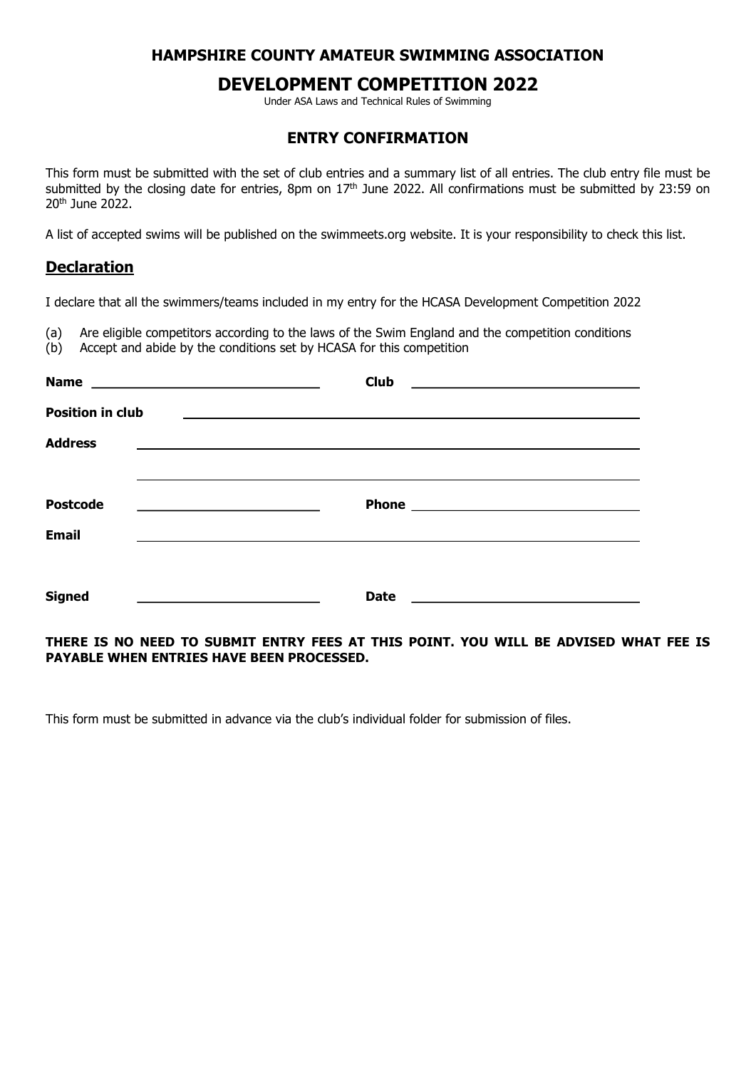# HAMPSHIRE COUNTY AMATEUR SWIMMING ASSOCIATION

# DEVELOPMENT COMPETITION 2022

Under ASA Laws and Technical Rules of Swimming

## ENTRY CONFIRMATION

This form must be submitted with the set of club entries and a summary list of all entries. The club entry file must be submitted by the closing date for entries, 8pm on 17th June 2022. All confirmations must be submitted by 23:59 on 20th June 2022.

A list of accepted swims will be published on the swimmeets.org website. It is your responsibility to check this list.

## Declaration

I declare that all the swimmers/teams included in my entry for the HCASA Development Competition 2022

(a) Are eligible competitors according to the laws of the Swim England and the competition conditions
(b) Accept and abide by the conditions set by HCASA for this competition

**Name** ______________________________ **Club** ______________________________

**Position in club** ______________________________________________________________

**Address** ______________________________________________________________

______________________________________________________________

**Postcode** ________________________ **Phone** ______________________________

**Email** ______________________________________________________________

**Signed** ________________________ **Date** ______________________________

**THERE IS NO NEED TO SUBMIT ENTRY FEES AT THIS POINT. YOU WILL BE ADVISED WHAT FEE IS PAYABLE WHEN ENTRIES HAVE BEEN PROCESSED.**

This form must be submitted in advance via the club's individual folder for submission of files.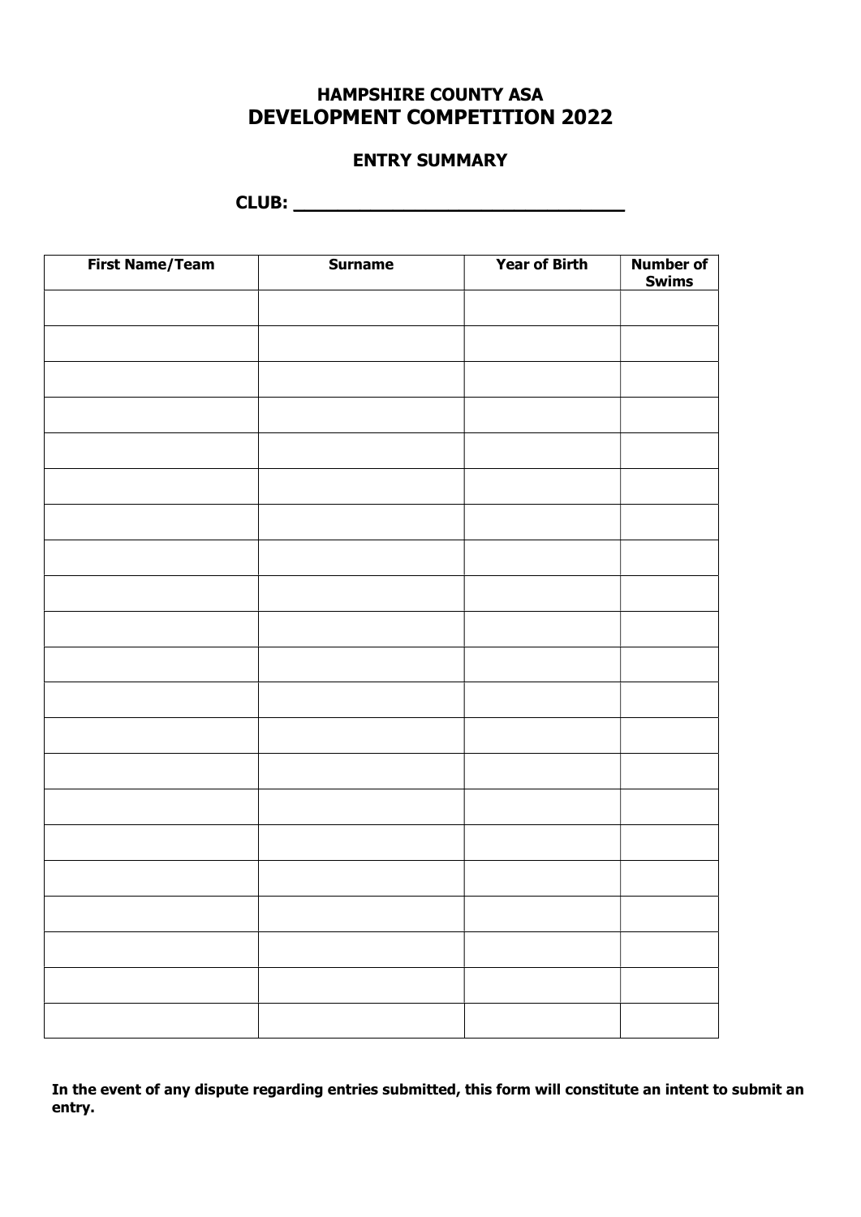**HAMPSHIRE COUNTY ASA**
# DEVELOPMENT COMPETITION 2022

## ENTRY SUMMARY

**CLUB: ______________________________**

| First Name/Team | Surname | Year of Birth | Number of Swims |
|---|---|---|---|
| | | | |
| | | | |
| | | | |
| | | | |
| | | | |
| | | | |
| | | | |
| | | | |
| | | | |
| | | | |
| | | | |
| | | | |
| | | | |
| | | | |
| | | | |
| | | | |
| | | | |
| | | | |
| | | | |
| | | | |
| | | | |

**In the event of any dispute regarding entries submitted, this form will constitute an intent to submit an entry.**